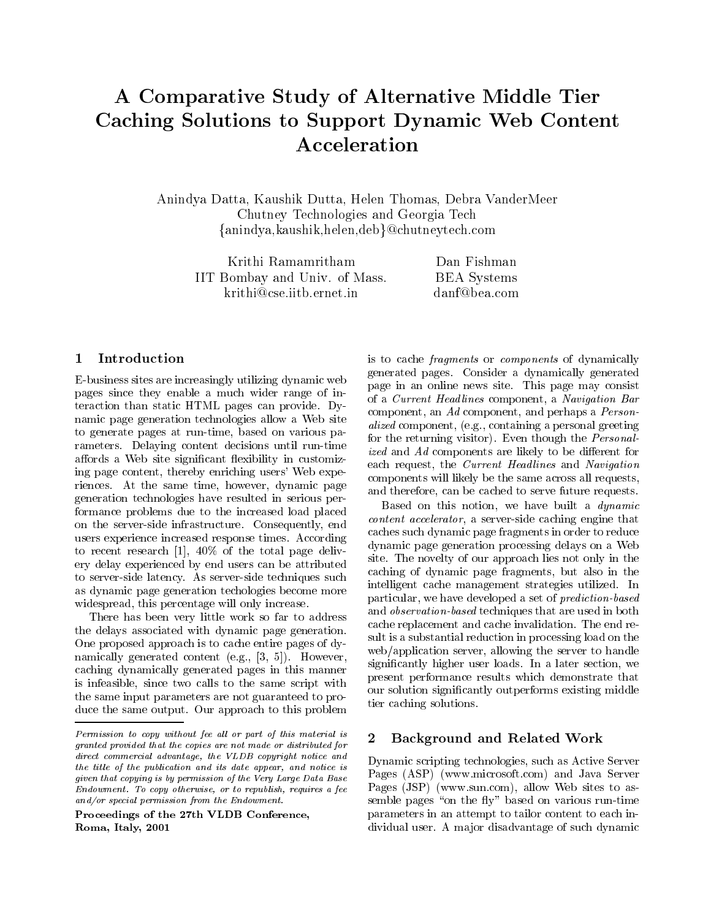# A Comparative Study of Alternative Middle Tier Caching Solutions to Support Dynamic Web Content Acceleration

Anindya Datta, Kaushik Dutta, Helen Thomas, Debra VanderMeer
Chutney Technologies and Georgia Tech
{anindya,kaushik,helen,deb}@chutneytech.com

Krithi Ramamritham
IIT Bombay and Univ. of Mass.
krithi@cse.iitb.ernet.in

Dan Fishman
BEA Systems
danf@bea.com

## 1 Introduction

E-business sites are increasingly utilizing dynamic web pages since they enable a much wider range of interaction than static HTML pages can provide. Dynamic page generation technologies allow a Web site to generate pages at run-time, based on various parameters. Delaying content decisions until run-time affords a Web site significant flexibility in customizing page content, thereby enriching users' Web experiences. At the same time, however, dynamic page generation technologies have resulted in serious performance problems due to the increased load placed on the server-side infrastructure. Consequently, end users experience increased response times. According to recent research [1], 40% of the total page delivery delay experienced by end users can be attributed to server-side latency. As server-side techniques such as dynamic page generation techologies become more widespread, this percentage will only increase.

There has been very little work so far to address the delays associated with dynamic page generation. One proposed approach is to cache entire pages of dynamically generated content (e.g., [3, 5]). However, caching dynamically generated pages in this manner is infeasible, since two calls to the same script with the same input parameters are not guaranteed to produce the same output. Our approach to this problem is to cache *fragments* or *components* of dynamically generated pages. Consider a dynamically generated page in an online news site. This page may consist of a *Current Headlines* component, a *Navigation Bar* component, an *Ad* component, and perhaps a *Personalized* component, (e.g., containing a personal greeting for the returning visitor). Even though the *Personalized* and *Ad* components are likely to be different for each request, the *Current Headlines* and *Navigation* components will likely be the same across all requests, and therefore, can be cached to serve future requests.

Based on this notion, we have built a *dynamic content accelerator*, a server-side caching engine that caches such dynamic page fragments in order to reduce dynamic page generation processing delays on a Web site. The novelty of our approach lies not only in the caching of dynamic page fragments, but also in the intelligent cache management strategies utilized. In particular, we have developed a set of *prediction-based* and *observation-based* techniques that are used in both cache replacement and cache invalidation. The end result is a substantial reduction in processing load on the web/application server, allowing the server to handle significantly higher user loads. In a later section, we present performance results which demonstrate that our solution significantly outperforms existing middle tier caching solutions.

*Permission to copy without fee all or part of this material is granted provided that the copies are not made or distributed for direct commercial advantage, the VLDB copyright notice and the title of the publication and its date appear, and notice is given that copying is by permission of the Very Large Data Base Endowment. To copy otherwise, or to republish, requires a fee and/or special permission from the Endowment.*

**Proceedings of the 27th VLDB Conference, Roma, Italy, 2001**

## 2 Background and Related Work

Dynamic scripting technologies, such as Active Server Pages (ASP) (www.microsoft.com) and Java Server Pages (JSP) (www.sun.com), allow Web sites to assemble pages "on the fly" based on various run-time parameters in an attempt to tailor content to each individual user. A major disadvantage of such dynamic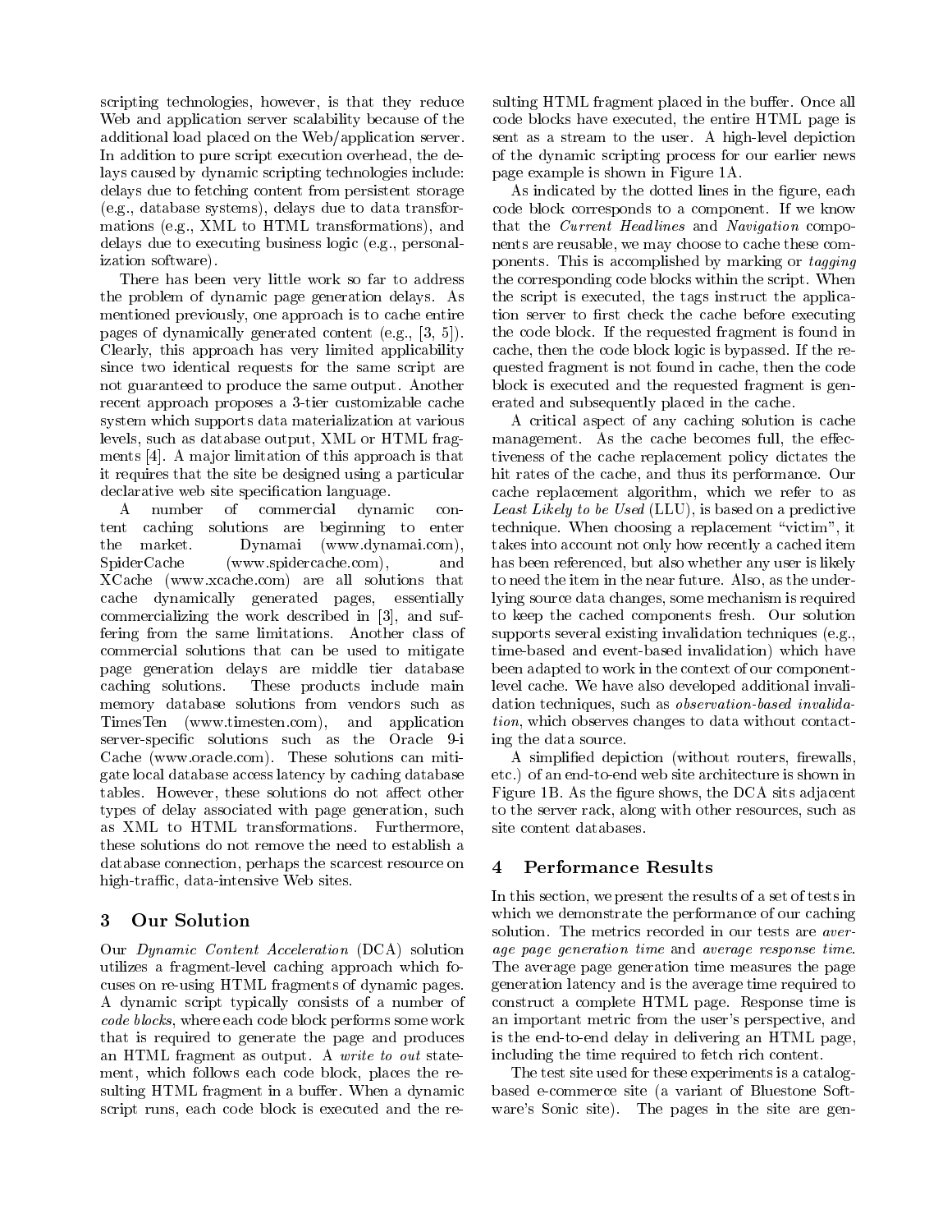scripting technologies, however, is that they reduce Web and application server scalability because of the additional load placed on the Web/application server. In addition to pure script execution overhead, the delays caused by dynamic scripting technologies include: delays due to fetching content from persistent storage (e.g., database systems), delays due to data transformations (e.g., XML to HTML transformations), and delays due to executing business logic (e.g., personalization software).

There has been very little work so far to address the problem of dynamic page generation delays. As mentioned previously, one approach is to cache entire pages of dynamically generated content (e.g., [3, 5]). Clearly, this approach has very limited applicability since two identical requests for the same script are not guaranteed to produce the same output. Another recent approach proposes a 3-tier customizable cache system which supports data materialization at various levels, such as database output, XML or HTML fragments [4]. A major limitation of this approach is that it requires that the site be designed using a particular declarative web site specification language.

A number of commercial dynamic content caching solutions are beginning to enter the market. Dynamai (www.dynamai.com), SpiderCache (www.spidercache.com), and XCache (www.xcache.com) are all solutions that cache dynamically generated pages, essentially commercializing the work described in [3], and suffering from the same limitations. Another class of commercial solutions that can be used to mitigate page generation delays are middle tier database caching solutions. These products include main memory database solutions from vendors such as TimesTen (www.timesten.com), and application server-specific solutions such as the Oracle 9-i Cache (www.oracle.com). These solutions can mitigate local database access latency by caching database tables. However, these solutions do not affect other types of delay associated with page generation, such as XML to HTML transformations. Furthermore, these solutions do not remove the need to establish a database connection, perhaps the scarcest resource on high-traffic, data-intensive Web sites.

## 3 Our Solution

Our *Dynamic Content Acceleration* (DCA) solution utilizes a fragment-level caching approach which focuses on re-using HTML fragments of dynamic pages. A dynamic script typically consists of a number of *code blocks*, where each code block performs some work that is required to generate the page and produces an HTML fragment as output. A *write to out* statement, which follows each code block, places the resulting HTML fragment in a buffer. When a dynamic script runs, each code block is executed and the resulting HTML fragment placed in the buffer. Once all code blocks have executed, the entire HTML page is sent as a stream to the user. A high-level depiction of the dynamic scripting process for our earlier news page example is shown in Figure 1A.

As indicated by the dotted lines in the figure, each code block corresponds to a component. If we know that the *Current Headlines* and *Navigation* components are reusable, we may choose to cache these components. This is accomplished by marking or *tagging* the corresponding code blocks within the script. When the script is executed, the tags instruct the application server to first check the cache before executing the code block. If the requested fragment is found in cache, then the code block logic is bypassed. If the requested fragment is not found in cache, then the code block is executed and the requested fragment is generated and subsequently placed in the cache.

A critical aspect of any caching solution is cache management. As the cache becomes full, the effectiveness of the cache replacement policy dictates the hit rates of the cache, and thus its performance. Our cache replacement algorithm, which we refer to as *Least Likely to be Used* (LLU), is based on a predictive technique. When choosing a replacement "victim", it takes into account not only how recently a cached item has been referenced, but also whether any user is likely to need the item in the near future. Also, as the underlying source data changes, some mechanism is required to keep the cached components fresh. Our solution supports several existing invalidation techniques (e.g., time-based and event-based invalidation) which have been adapted to work in the context of our component-level cache. We have also developed additional invalidation techniques, such as *observation-based invalidation*, which observes changes to data without contacting the data source.

A simplified depiction (without routers, firewalls, etc.) of an end-to-end web site architecture is shown in Figure 1B. As the figure shows, the DCA sits adjacent to the server rack, along with other resources, such as site content databases.

## 4 Performance Results

In this section, we present the results of a set of tests in which we demonstrate the performance of our caching solution. The metrics recorded in our tests are *average page generation time* and *average response time*. The average page generation time measures the page generation latency and is the average time required to construct a complete HTML page. Response time is an important metric from the user's perspective, and is the end-to-end delay in delivering an HTML page, including the time required to fetch rich content.

The test site used for these experiments is a catalog-based e-commerce site (a variant of Bluestone Software's Sonic site). The pages in the site are gen-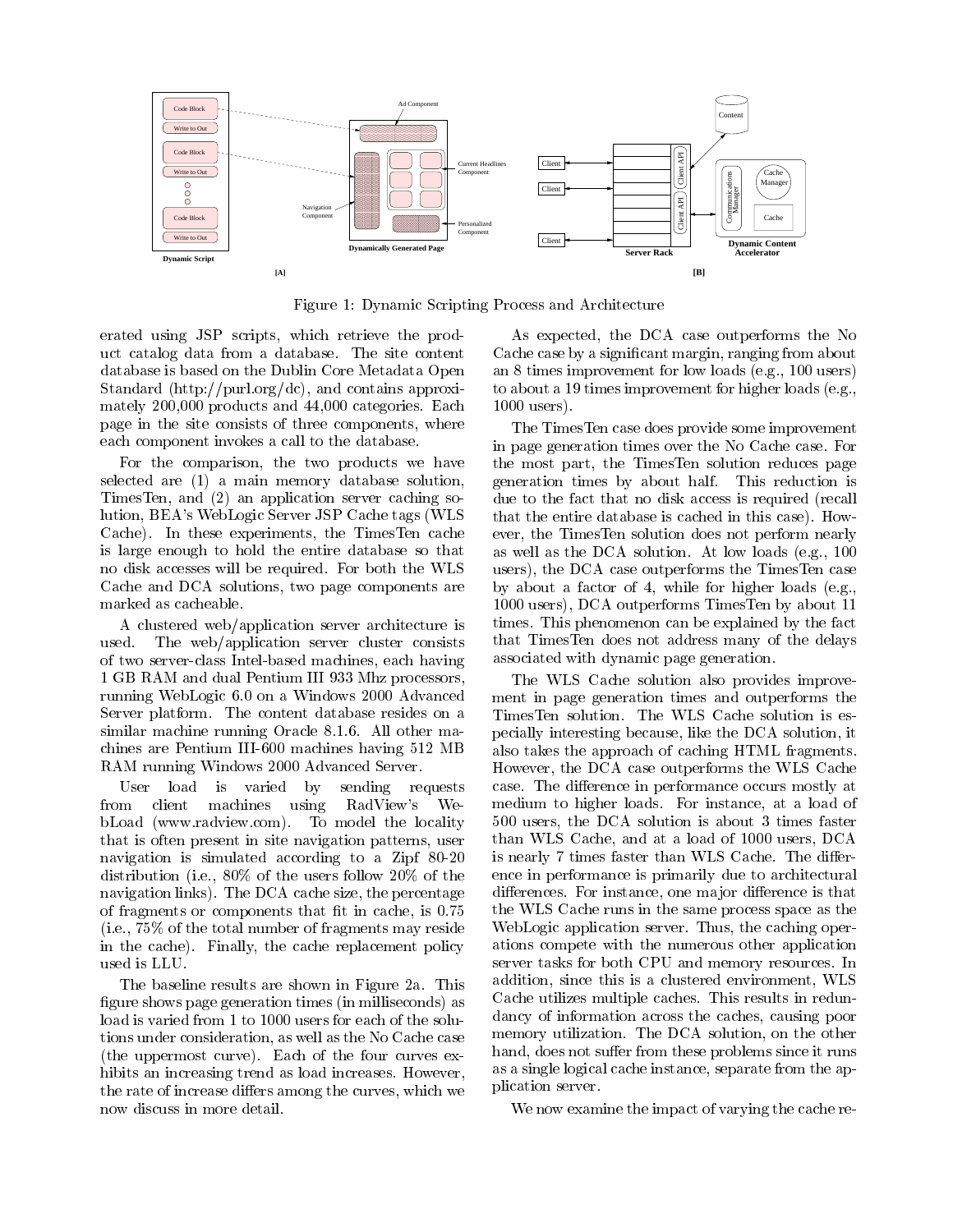Figure 1: Dynamic Scripting Process and Architecture

erated using JSP scripts, which retrieve the product catalog data from a database. The site content database is based on the Dublin Core Metadata Open Standard (http://purl.org/dc), and contains approximately 200,000 products and 44,000 categories. Each page in the site consists of three components, where each component invokes a call to the database.

For the comparison, the two products we have selected are (1) a main memory database solution, TimesTen, and (2) an application server caching solution, BEA's WebLogic Server JSP Cache tags (WLS Cache). In these experiments, the TimesTen cache is large enough to hold the entire database so that no disk accesses will be required. For both the WLS Cache and DCA solutions, two page components are marked as cacheable.

A clustered web/application server architecture is used. The web/application server cluster consists of two server-class Intel-based machines, each having 1 GB RAM and dual Pentium III 933 Mhz processors, running WebLogic 6.0 on a Windows 2000 Advanced Server platform. The content database resides on a similar machine running Oracle 8.1.6. All other machines are Pentium III-600 machines having 512 MB RAM running Windows 2000 Advanced Server.

User load is varied by sending requests from client machines using RadView's WebLoad (www.radview.com). To model the locality that is often present in site navigation patterns, user navigation is simulated according to a Zipf 80-20 distribution (i.e., 80% of the users follow 20% of the navigation links). The DCA cache size, the percentage of fragments or components that fit in cache, is 0.75 (i.e., 75% of the total number of fragments may reside in the cache). Finally, the cache replacement policy used is LLU.

The baseline results are shown in Figure 2a. This figure shows page generation times (in milliseconds) as load is varied from 1 to 1000 users for each of the solutions under consideration, as well as the No Cache case (the uppermost curve). Each of the four curves exhibits an increasing trend as load increases. However, the rate of increase differs among the curves, which we now discuss in more detail.

As expected, the DCA case outperforms the No Cache case by a significant margin, ranging from about an 8 times improvement for low loads (e.g., 100 users) to about a 19 times improvement for higher loads (e.g., 1000 users).

The TimesTen case does provide some improvement in page generation times over the No Cache case. For the most part, the TimesTen solution reduces page generation times by about half. This reduction is due to the fact that no disk access is required (recall that the entire database is cached in this case). However, the TimesTen solution does not perform nearly as well as the DCA solution. At low loads (e.g., 100 users), the DCA case outperforms the TimesTen case by about a factor of 4, while for higher loads (e.g., 1000 users), DCA outperforms TimesTen by about 11 times. This phenomenon can be explained by the fact that TimesTen does not address many of the delays associated with dynamic page generation.

The WLS Cache solution also provides improvement in page generation times and outperforms the TimesTen solution. The WLS Cache solution is especially interesting because, like the DCA solution, it also takes the approach of caching HTML fragments. However, the DCA case outperforms the WLS Cache case. The difference in performance occurs mostly at medium to higher loads. For instance, at a load of 500 users, the DCA solution is about 3 times faster than WLS Cache, and at a load of 1000 users, DCA is nearly 7 times faster than WLS Cache. The difference in performance is primarily due to architectural differences. For instance, one major difference is that the WLS Cache runs in the same process space as the WebLogic application server. Thus, the caching operations compete with the numerous other application server tasks for both CPU and memory resources. In addition, since this is a clustered environment, WLS Cache utilizes multiple caches. This results in redundancy of information across the caches, causing poor memory utilization. The DCA solution, on the other hand, does not suffer from these problems since it runs as a single logical cache instance, separate from the application server.

We now examine the impact of varying the cache re-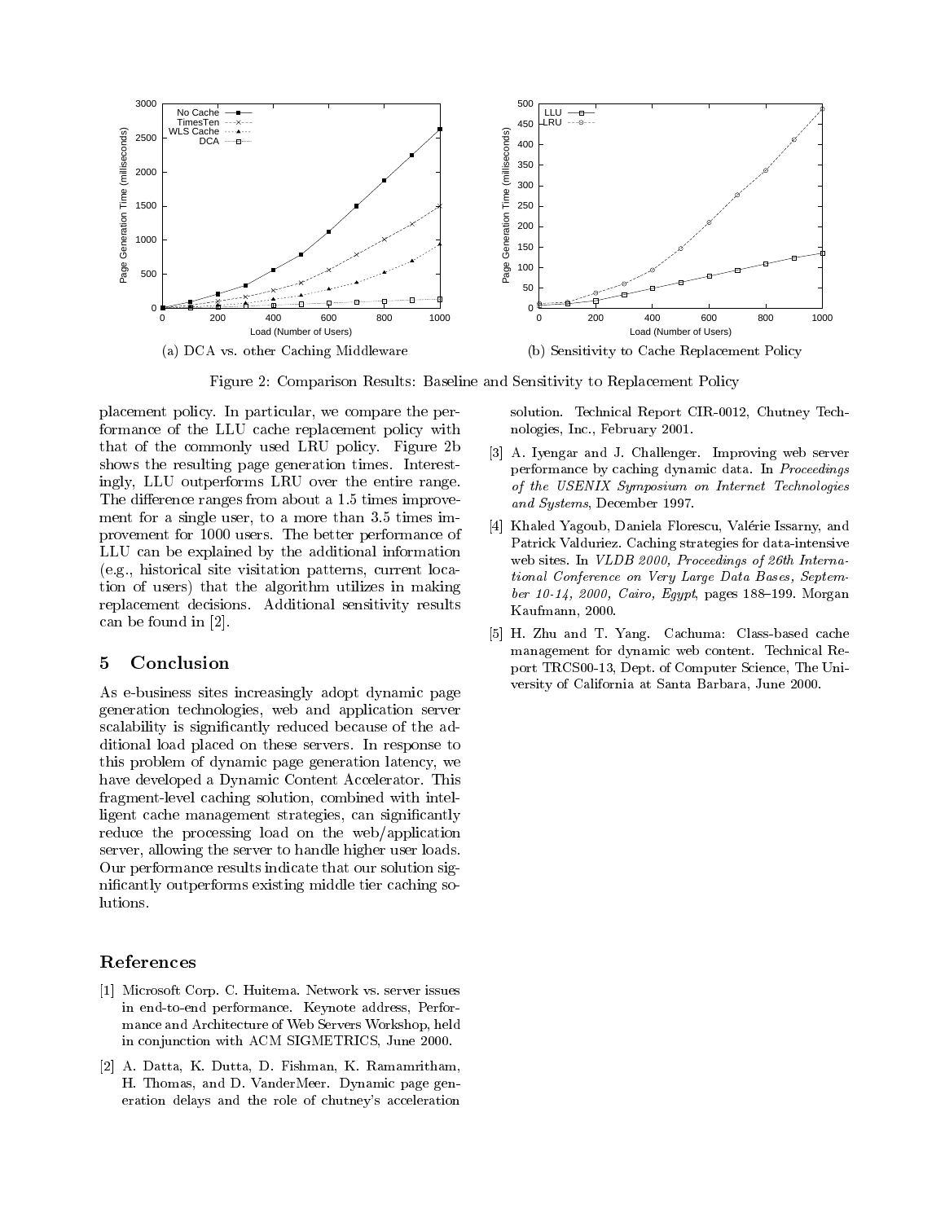3000
2500
2000
1500
1000
500
0

Page Generation Time (milliseconds)

0 200 400 600 800 1000

Load (Number of Users)

No Cache
TimesTen
WLS Cache
DCA

(a) DCA vs. other Caching Middleware

500
450
400
350
300
250
200
150
100
50
0

Page Generation Time (milliseconds)

0 200 400 600 800 1000

Load (Number of Users)

LLU
LRU

(b) Sensitivity to Cache Replacement Policy

Figure 2: Comparison Results: Baseline and Sensitivity to Replacement Policy

placement policy. In particular, we compare the performance of the LLU cache replacement policy with that of the commonly used LRU policy. Figure 2b shows the resulting page generation times. Interestingly, LLU outperforms LRU over the entire range. The difference ranges from about a 1.5 times improvement for a single user, to a more than 3.5 times improvement for 1000 users. The better performance of LLU can be explained by the additional information (e.g., historical site visitation patterns, current location of users) that the algorithm utilizes in making replacement decisions. Additional sensitivity results can be found in [2].

## 5 Conclusion

As e-business sites increasingly adopt dynamic page generation technologies, web and application server scalability is significantly reduced because of the additional load placed on these servers. In response to this problem of dynamic page generation latency, we have developed a Dynamic Content Accelerator. This fragment-level caching solution, combined with intelligent cache management strategies, can significantly reduce the processing load on the web/application server, allowing the server to handle higher user loads. Our performance results indicate that our solution significantly outperforms existing middle tier caching solutions.

## References

[1] Microsoft Corp. C. Huitema. Network vs. server issues in end-to-end performance. Keynote address, Performance and Architecture of Web Servers Workshop, held in conjunction with ACM SIGMETRICS, June 2000.

[2] A. Datta, K. Dutta, D. Fishman, K. Ramamritham, H. Thomas, and D. VanderMeer. Dynamic page generation delays and the role of chutney's acceleration solution. Technical Report CIR-0012, Chutney Technologies, Inc., February 2001.

[3] A. Iyengar and J. Challenger. Improving web server performance by caching dynamic data. In *Proceedings of the USENIX Symposium on Internet Technologies and Systems*, December 1997.

[4] Khaled Yagoub, Daniela Florescu, Valérie Issarny, and Patrick Valduriez. Caching strategies for data-intensive web sites. In *VLDB 2000, Proceedings of 26th International Conference on Very Large Data Bases, September 10-14, 2000, Cairo, Egypt*, pages 188–199. Morgan Kaufmann, 2000.

[5] H. Zhu and T. Yang. Cachuma: Class-based cache management for dynamic web content. Technical Report TRCS00-13, Dept. of Computer Science, The University of California at Santa Barbara, June 2000.